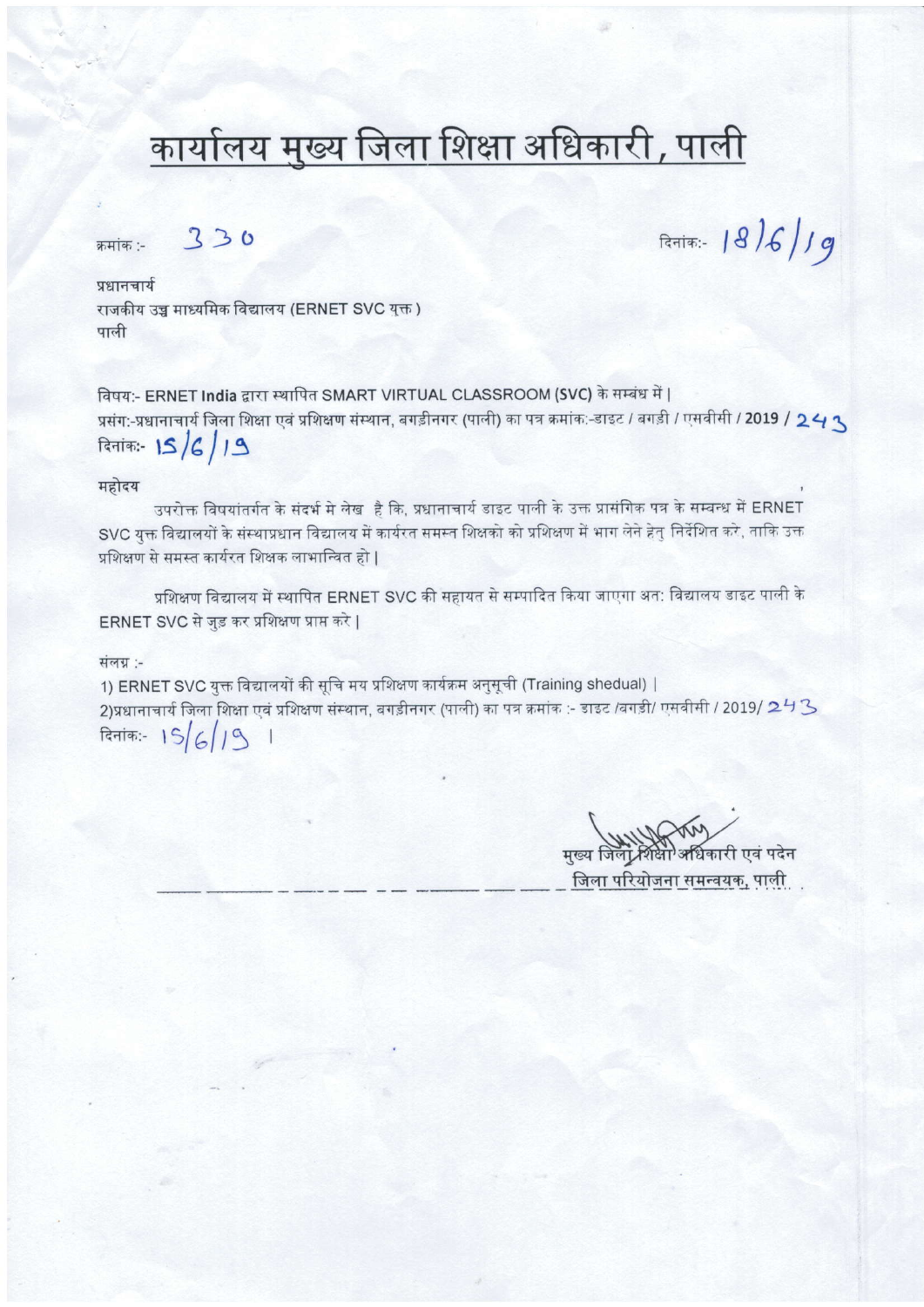# कार्यालय मुख्य जिला शिक्षा अधिकारी, पाली

क्रमांक :- 330 &nbsp;&nbsp;&nbsp;&nbsp;&nbsp;&nbsp;&nbsp;&nbsp;&nbsp;&nbsp;&nbsp;&nbsp;&nbsp;&nbsp;&nbsp;&nbsp;&nbsp;&nbsp;&nbsp;&nbsp; दिनांक:- 18/6/19

प्रधानचार्य
राजकीय उच्च माध्यमिक विद्यालय (ERNET SVC युक्त )
पाली

विषय:- **ERNET India** द्वारा स्थापित SMART VIRTUAL CLASSROOM (SVC) के सम्बंध में |
प्रसंग:-प्रधानाचार्य जिला शिक्षा एवं प्रशिक्षण संस्थान, बगड़ीनगर (पाली) का पत्र क्रमांक:-डाइट / बगड़ी / एसवीसी / 2019 / 243 दिनांक:- 15/6/19

महोदय

उपरोक्त विषयांतर्गत के संदर्भ मे लेख है कि, प्रधानाचार्य डाइट पाली के उक्त प्रासंगिक पत्र के सम्बन्ध में ERNET SVC युक्त विद्यालयों के संस्थाप्रधान विद्यालय में कार्यरत समस्त शिक्षको को प्रशिक्षण में भाग लेने हेतु निर्देशित करे, ताकि उक्त प्रशिक्षण से समस्त कार्यरत शिक्षक लाभान्वित हो |

प्रशिक्षण विद्यालय में स्थापित ERNET SVC की सहायत से सम्पादित किया जाएगा अत: विद्यालय डाइट पाली के ERNET SVC से जुड़ कर प्रशिक्षण प्राप्त करे |

संलग्न :-

1) ERNET SVC युक्त विद्यालयों की सूचि मय प्रशिक्षण कार्यक्रम अनुसूची (Training shedual) |
2)प्रधानाचार्य जिला शिक्षा एवं प्रशिक्षण संस्थान, बगड़ीनगर (पाली) का पत्र क्रमांक :- डाइट /बगड़ी/ एसवीसी / 2019/ 243 दिनांक:- 15/6/19 |

मुख्य जिला शिक्षा अधिकारी एवं पदेन
जिला परियोजना समन्वयक, पाली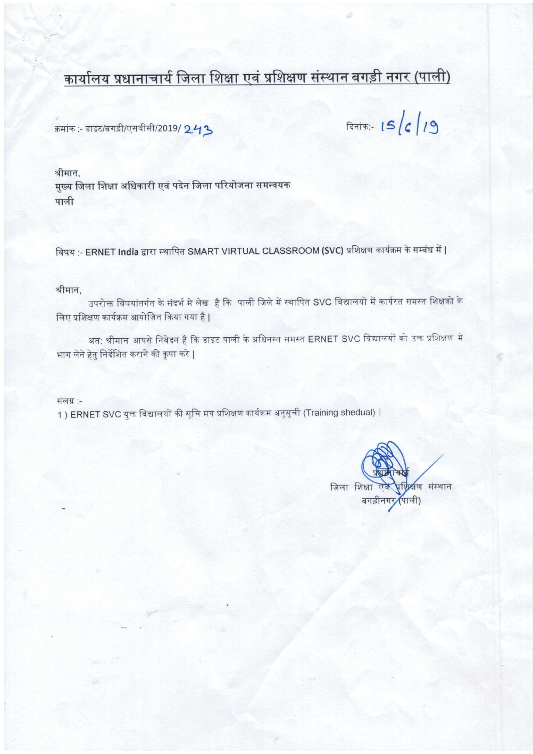# कार्यालय प्रधानाचार्य जिला शिक्षा एवं प्रशिक्षण संस्थान बगड़ी नगर (पाली)

क्रमांक :- डाइट/बगड़ी/एसवीसी/2019/ 243

दिनांक:- 15/6/19

श्रीमान,
मुख्य जिला शिक्षा अधिकारी एवं पदेन जिला परियोजना समन्वयक
पाली

विषय :- **ERNET India** द्वारा स्थापित SMART VIRTUAL CLASSROOM (SVC) प्रशिक्षण कार्यक्रम के सम्बंध में |

श्रीमान,

उपरोक्त विषयांतर्गत के संदर्भ मे लेख है कि पाली जिले में स्थापित SVC विद्यालयों में कार्यरत समस्त शिक्षको के लिए प्रशिक्षण कार्यक्रम आयोजित किया गया है |

अत: श्रीमान आपसे निवेदन है कि डाइट पाली के अधिनस्त समस्त ERNET SVC विद्यालयों को उक्त प्रशिक्षण में भाग लेने हेतु निर्देशित कराने की कृपा करे |

संलग्न :-

1 ) ERNET SVC युक्त विद्यालयों की सूचि मय प्रशिक्षण कार्यक्रम अनुसूची (Training shedual) |

प्रधानाचार्य
जिला शिक्षा एवं प्रशिक्षण संस्थान
बगड़ीनगर (पाली)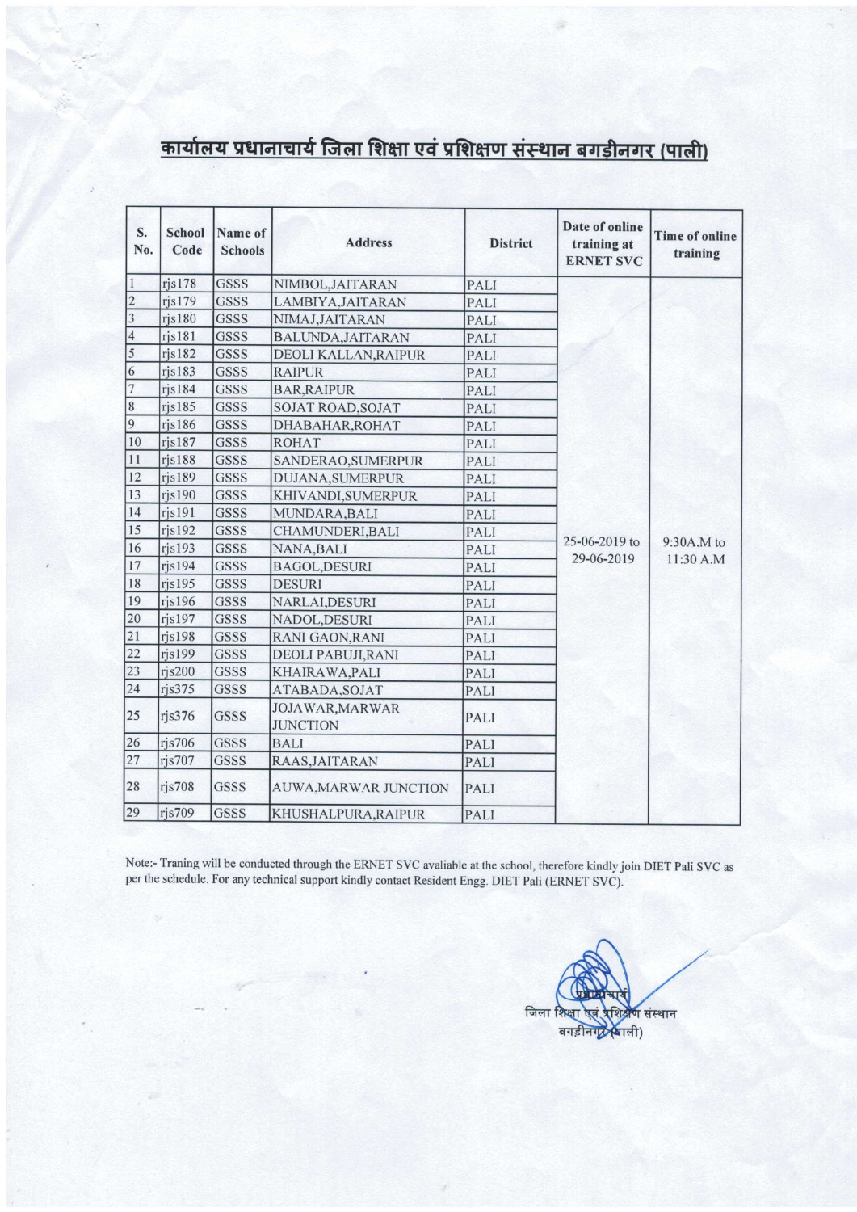# कार्यालय प्रधानाचार्य जिला शिक्षा एवं प्रशिक्षण संस्थान बगड़ीनगर (पाली)

| S. No. | School Code | Name of Schools | Address | District | Date of online training at ERNET SVC | Time of online training |
|---|---|---|---|---|---|---|
| 1 | rjs178 | GSSS | NIMBOL,JAITARAN | PALI | 25-06-2019 to 29-06-2019 | 9:30A.M to 11:30 A.M |
| 2 | rjs179 | GSSS | LAMBIYA,JAITARAN | PALI | | |
| 3 | rjs180 | GSSS | NIMAJ,JAITARAN | PALI | | |
| 4 | rjs181 | GSSS | BALUNDA,JAITARAN | PALI | | |
| 5 | rjs182 | GSSS | DEOLI KALLAN,RAIPUR | PALI | | |
| 6 | rjs183 | GSSS | RAIPUR | PALI | | |
| 7 | rjs184 | GSSS | BAR,RAIPUR | PALI | | |
| 8 | rjs185 | GSSS | SOJAT ROAD,SOJAT | PALI | | |
| 9 | rjs186 | GSSS | DHABAHAR,ROHAT | PALI | | |
| 10 | rjs187 | GSSS | ROHAT | PALI | | |
| 11 | rjs188 | GSSS | SANDERAO,SUMERPUR | PALI | | |
| 12 | rjs189 | GSSS | DUJANA,SUMERPUR | PALI | | |
| 13 | rjs190 | GSSS | KHIVANDI,SUMERPUR | PALI | | |
| 14 | rjs191 | GSSS | MUNDARA,BALI | PALI | | |
| 15 | rjs192 | GSSS | CHAMUNDERI,BALI | PALI | | |
| 16 | rjs193 | GSSS | NANA,BALI | PALI | | |
| 17 | rjs194 | GSSS | BAGOL,DESURI | PALI | | |
| 18 | rjs195 | GSSS | DESURI | PALI | | |
| 19 | rjs196 | GSSS | NARLAI,DESURI | PALI | | |
| 20 | rjs197 | GSSS | NADOL,DESURI | PALI | | |
| 21 | rjs198 | GSSS | RANI GAON,RANI | PALI | | |
| 22 | rjs199 | GSSS | DEOLI PABUJI,RANI | PALI | | |
| 23 | rjs200 | GSSS | KHAIRAWA,PALI | PALI | | |
| 24 | rjs375 | GSSS | ATABADA,SOJAT | PALI | | |
| 25 | rjs376 | GSSS | JOJAWAR,MARWAR JUNCTION | PALI | | |
| 26 | rjs706 | GSSS | BALI | PALI | | |
| 27 | rjs707 | GSSS | RAAS,JAITARAN | PALI | | |
| 28 | rjs708 | GSSS | AUWA,MARWAR JUNCTION | PALI | | |
| 29 | rjs709 | GSSS | KHUSHALPURA,RAIPUR | PALI | | |

Note:- Traning will be conducted through the ERNET SVC avaliable at the school, therefore kindly join DIET Pali SVC as per the schedule. For any technical support kindly contact Resident Engg. DIET Pali (ERNET SVC).

प्रधानाचार्य
जिला शिक्षा एवं प्रशिक्षण संस्थान
बगड़ीनगर (पाली)